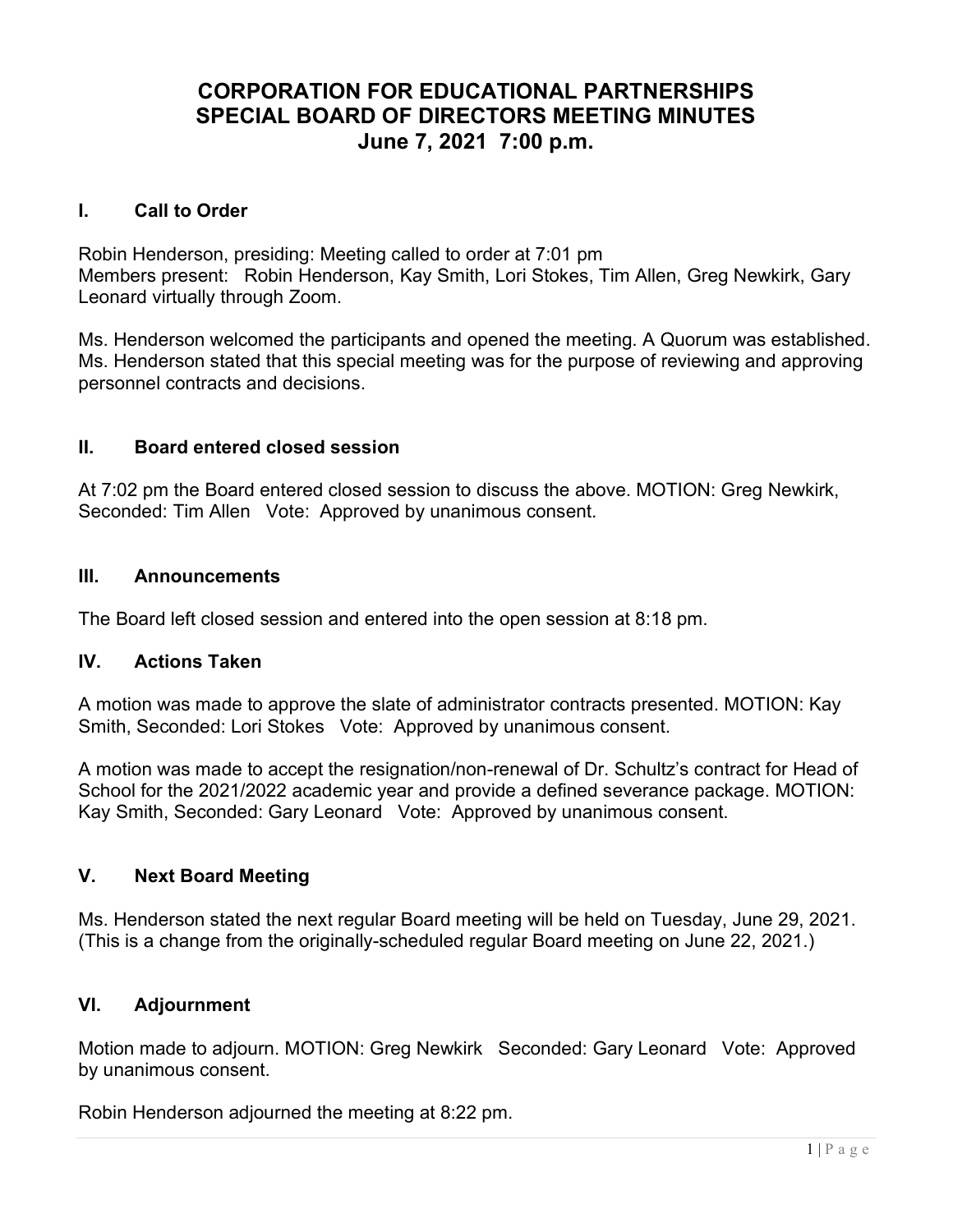# CORPORATION FOR EDUCATIONAL PARTNERSHIPS
# SPECIAL BOARD OF DIRECTORS MEETING MINUTES
# June 7, 2021 7:00 p.m.

## I. Call to Order

Robin Henderson, presiding: Meeting called to order at 7:01 pm
Members present: Robin Henderson, Kay Smith, Lori Stokes, Tim Allen, Greg Newkirk, Gary Leonard virtually through Zoom.

Ms. Henderson welcomed the participants and opened the meeting. A Quorum was established. Ms. Henderson stated that this special meeting was for the purpose of reviewing and approving personnel contracts and decisions.

## II. Board entered closed session

At 7:02 pm the Board entered closed session to discuss the above. MOTION: Greg Newkirk, Seconded: Tim Allen Vote: Approved by unanimous consent.

## III. Announcements

The Board left closed session and entered into the open session at 8:18 pm.

## IV. Actions Taken

A motion was made to approve the slate of administrator contracts presented. MOTION: Kay Smith, Seconded: Lori Stokes Vote: Approved by unanimous consent.

A motion was made to accept the resignation/non-renewal of Dr. Schultz's contract for Head of School for the 2021/2022 academic year and provide a defined severance package. MOTION: Kay Smith, Seconded: Gary Leonard Vote: Approved by unanimous consent.

## V. Next Board Meeting

Ms. Henderson stated the next regular Board meeting will be held on Tuesday, June 29, 2021. (This is a change from the originally-scheduled regular Board meeting on June 22, 2021.)

## VI. Adjournment

Motion made to adjourn. MOTION: Greg Newkirk Seconded: Gary Leonard Vote: Approved by unanimous consent.

Robin Henderson adjourned the meeting at 8:22 pm.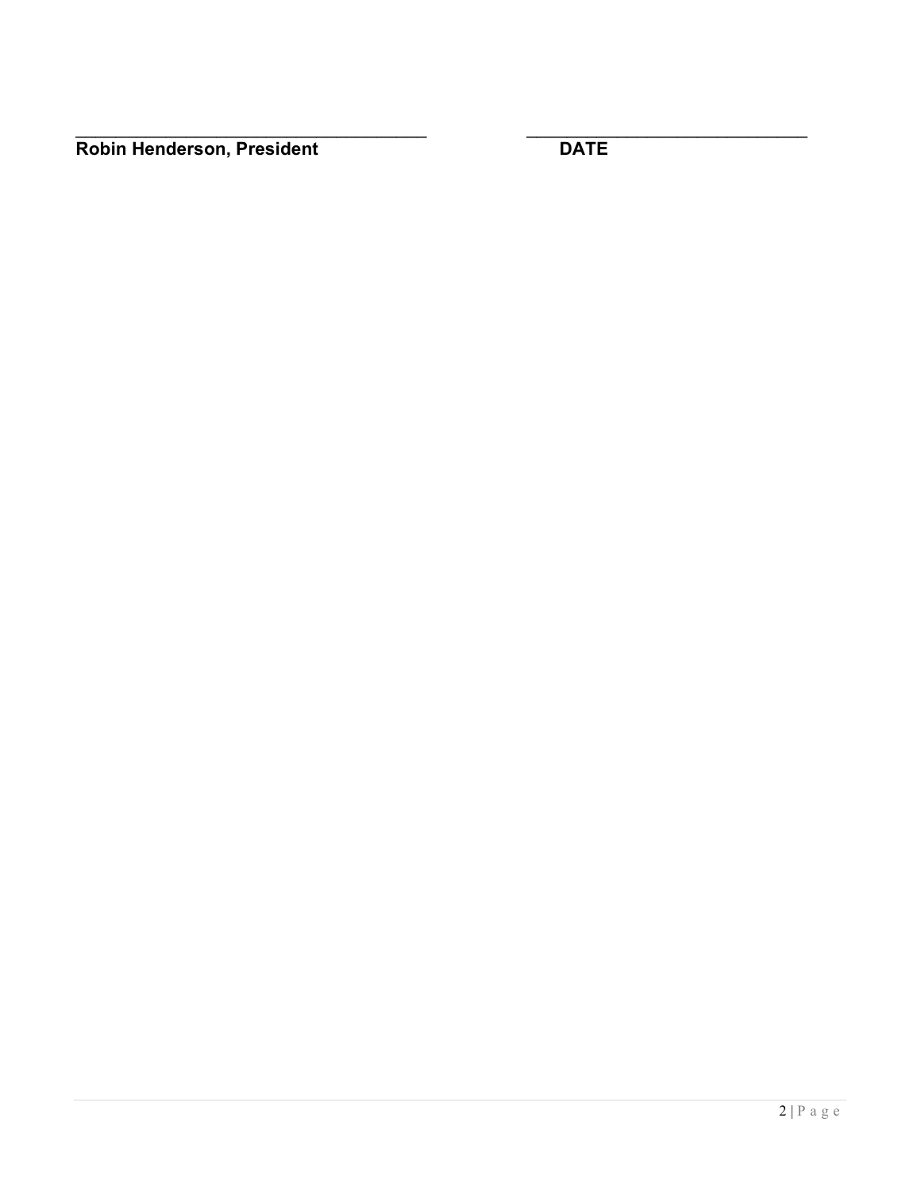______________________________________ ______________________________

**Robin Henderson, President** **DATE**